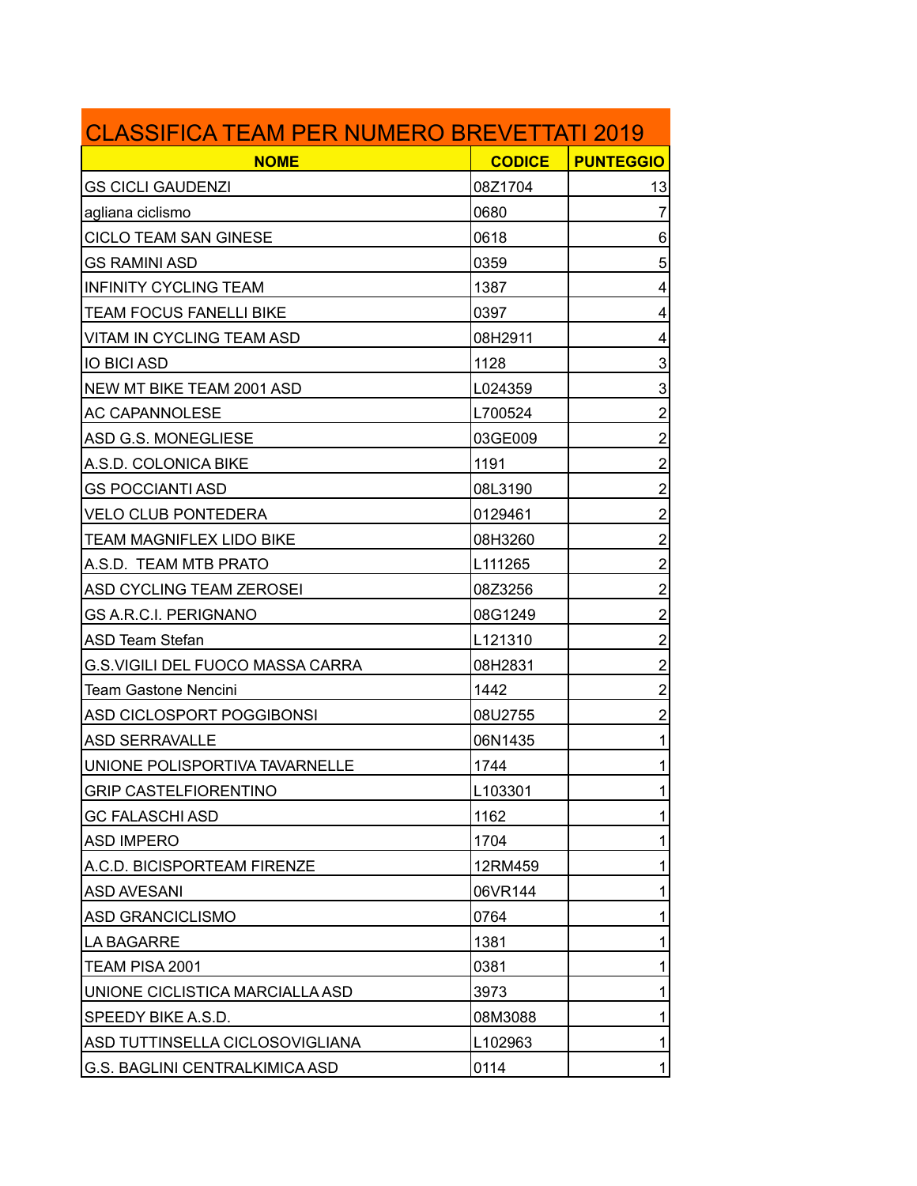# CLASSIFICA TEAM PER NUMERO BREVETTATI 2019

| NOME | CODICE | PUNTEGGIO |
|---|---|---|
| GS CICLI GAUDENZI | 08Z1704 | 13 |
| agliana ciclismo | 0680 | 7 |
| CICLO TEAM SAN GINESE | 0618 | 6 |
| GS RAMINI ASD | 0359 | 5 |
| INFINITY CYCLING TEAM | 1387 | 4 |
| TEAM FOCUS FANELLI BIKE | 0397 | 4 |
| VITAM IN CYCLING TEAM ASD | 08H2911 | 4 |
| IO BICI ASD | 1128 | 3 |
| NEW MT BIKE TEAM 2001 ASD | L024359 | 3 |
| AC CAPANNOLESE | L700524 | 2 |
| ASD G.S. MONEGLIESE | 03GE009 | 2 |
| A.S.D. COLONICA BIKE | 1191 | 2 |
| GS POCCIANTI ASD | 08L3190 | 2 |
| VELO CLUB PONTEDERA | 0129461 | 2 |
| TEAM MAGNIFLEX LIDO BIKE | 08H3260 | 2 |
| A.S.D. TEAM MTB PRATO | L111265 | 2 |
| ASD CYCLING TEAM ZEROSEI | 08Z3256 | 2 |
| GS A.R.C.I. PERIGNANO | 08G1249 | 2 |
| ASD Team Stefan | L121310 | 2 |
| G.S.VIGILI DEL FUOCO MASSA CARRA | 08H2831 | 2 |
| Team Gastone Nencini | 1442 | 2 |
| ASD CICLOSPORT POGGIBONSI | 08U2755 | 2 |
| ASD SERRAVALLE | 06N1435 | 1 |
| UNIONE POLISPORTIVA TAVARNELLE | 1744 | 1 |
| GRIP CASTELFIORENTINO | L103301 | 1 |
| GC FALASCHI ASD | 1162 | 1 |
| ASD IMPERO | 1704 | 1 |
| A.C.D. BICISPORTEAM FIRENZE | 12RM459 | 1 |
| ASD AVESANI | 06VR144 | 1 |
| ASD GRANCICLISMO | 0764 | 1 |
| LA BAGARRE | 1381 | 1 |
| TEAM PISA 2001 | 0381 | 1 |
| UNIONE CICLISTICA MARCIALLA ASD | 3973 | 1 |
| SPEEDY BIKE A.S.D. | 08M3088 | 1 |
| ASD TUTTINSELLA CICLOSOVIGLIANA | L102963 | 1 |
| G.S. BAGLINI CENTRALKIMICA ASD | 0114 | 1 |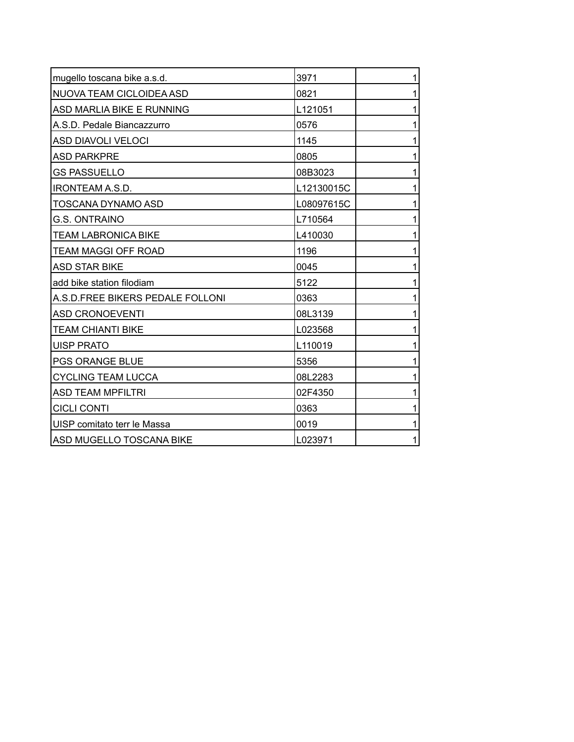| | | |
|---|---|---|
| mugello toscana bike a.s.d. | 3971 | 1 |
| NUOVA TEAM CICLOIDEA ASD | 0821 | 1 |
| ASD MARLIA BIKE E RUNNING | L121051 | 1 |
| A.S.D. Pedale Biancazzurro | 0576 | 1 |
| ASD DIAVOLI VELOCI | 1145 | 1 |
| ASD PARKPRE | 0805 | 1 |
| GS PASSUELLO | 08B3023 | 1 |
| IRONTEAM A.S.D. | L12130015C | 1 |
| TOSCANA DYNAMO ASD | L08097615C | 1 |
| G.S. ONTRAINO | L710564 | 1 |
| TEAM LABRONICA BIKE | L410030 | 1 |
| TEAM MAGGI OFF ROAD | 1196 | 1 |
| ASD STAR BIKE | 0045 | 1 |
| add bike station filodiam | 5122 | 1 |
| A.S.D.FREE BIKERS PEDALE FOLLONI | 0363 | 1 |
| ASD CRONOEVENTI | 08L3139 | 1 |
| TEAM CHIANTI BIKE | L023568 | 1 |
| UISP PRATO | L110019 | 1 |
| PGS ORANGE BLUE | 5356 | 1 |
| CYCLING TEAM LUCCA | 08L2283 | 1 |
| ASD TEAM MPFILTRI | 02F4350 | 1 |
| CICLI CONTI | 0363 | 1 |
| UISP comitato terr le Massa | 0019 | 1 |
| ASD MUGELLO TOSCANA BIKE | L023971 | 1 |